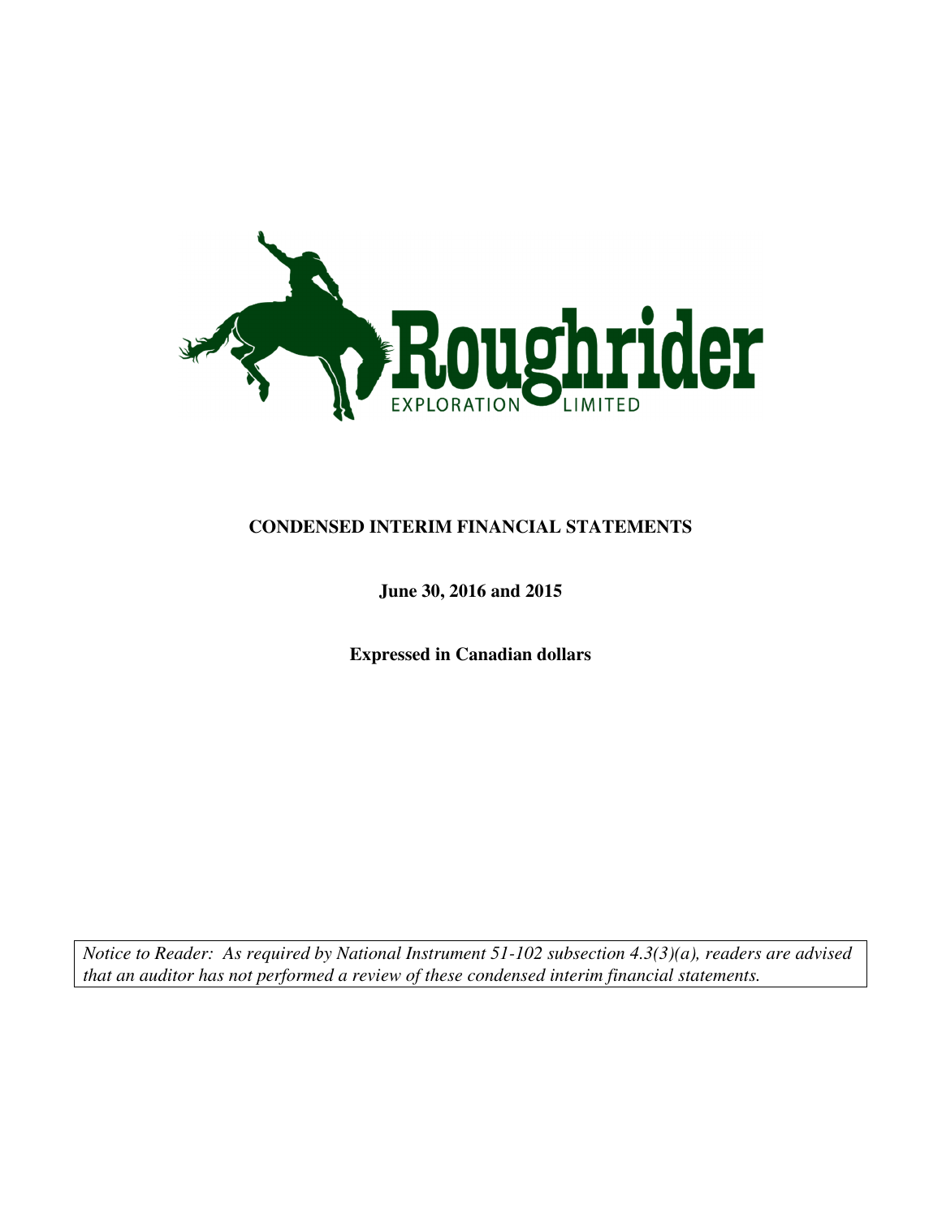Roughrider

EXPLORATION LIMITED

**CONDENSED INTERIM FINANCIAL STATEMENTS**

**June 30, 2016 and 2015**

**Expressed in Canadian dollars**

*Notice to Reader: As required by National Instrument 51-102 subsection 4.3(3)(a), readers are advised that an auditor has not performed a review of these condensed interim financial statements.*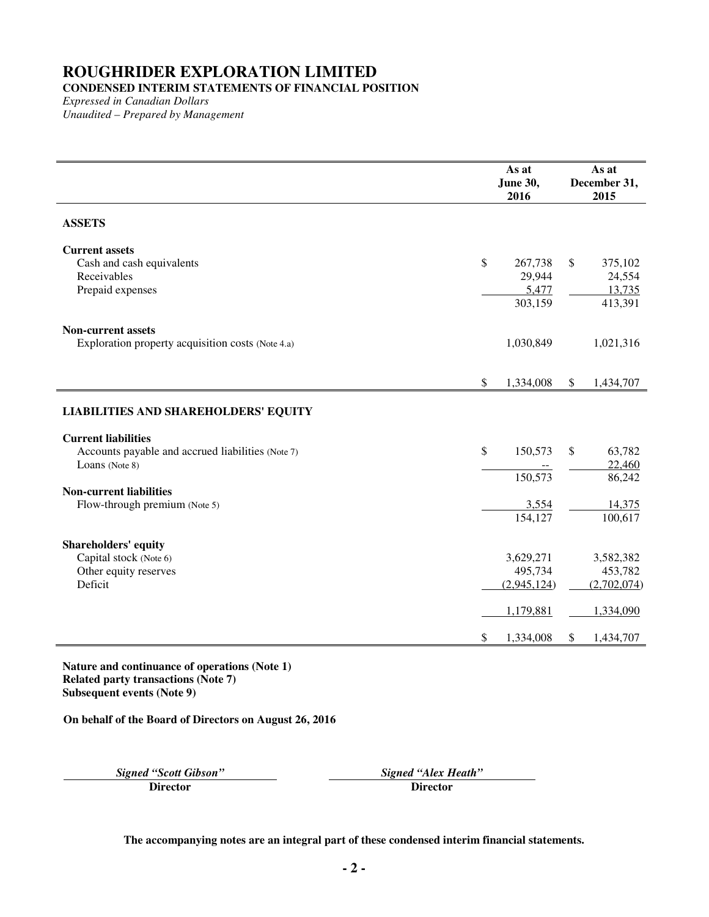# ROUGHRIDER EXPLORATION LIMITED

**CONDENSED INTERIM STATEMENTS OF FINANCIAL POSITION**

*Expressed in Canadian Dollars*

*Unaudited – Prepared by Management*

| | As at June 30, 2016 | As at December 31, 2015 |
|---|---|---|
| **ASSETS** | | |
| **Current assets** | | |
| Cash and cash equivalents | $ 267,738 | $ 375,102 |
| Receivables | 29,944 | 24,554 |
| Prepaid expenses | 5,477 | 13,735 |
| | 303,159 | 413,391 |
| **Non-current assets** | | |
| Exploration property acquisition costs (Note 4.a) | 1,030,849 | 1,021,316 |
| | $ 1,334,008 | $ 1,434,707 |
| **LIABILITIES AND SHAREHOLDERS' EQUITY** | | |
| **Current liabilities** | | |
| Accounts payable and accrued liabilities (Note 7) | $ 150,573 | $ 63,782 |
| Loans (Note 8) | -- | 22,460 |
| | 150,573 | 86,242 |
| **Non-current liabilities** | | |
| Flow-through premium (Note 5) | 3,554 | 14,375 |
| | 154,127 | 100,617 |
| **Shareholders' equity** | | |
| Capital stock (Note 6) | 3,629,271 | 3,582,382 |
| Other equity reserves | 495,734 | 453,782 |
| Deficit | (2,945,124) | (2,702,074) |
| | 1,179,881 | 1,334,090 |
| | $ 1,334,008 | $ 1,434,707 |

**Nature and continuance of operations (Note 1)**
**Related party transactions (Note 7)**
**Subsequent events (Note 9)**

**On behalf of the Board of Directors on August 26, 2016**

| *Signed "Scott Gibson"* | *Signed "Alex Heath"* |
|---|---|
| **Director** | **Director** |

**The accompanying notes are an integral part of these condensed interim financial statements.**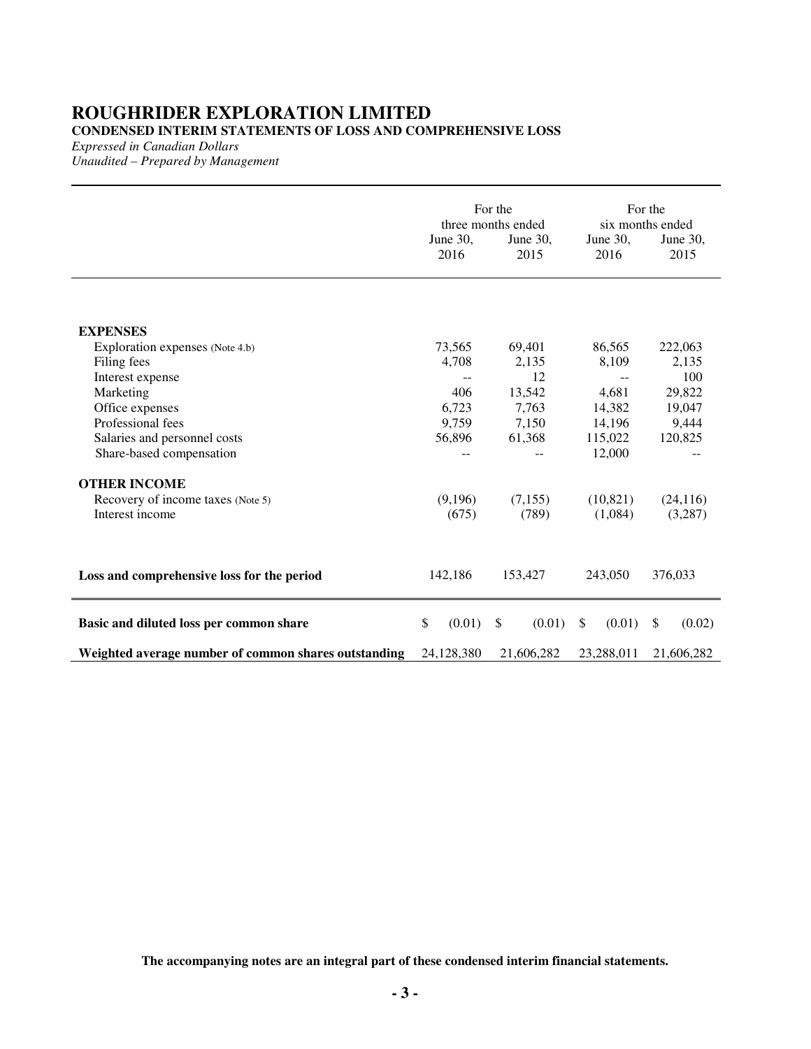# ROUGHRIDER EXPLORATION LIMITED

**CONDENSED INTERIM STATEMENTS OF LOSS AND COMPREHENSIVE LOSS**

*Expressed in Canadian Dollars*
*Unaudited – Prepared by Management*

| | For the three months ended | | For the six months ended | |
|---|---|---|---|---|
| | June 30, 2016 | June 30, 2015 | June 30, 2016 | June 30, 2015 |
| **EXPENSES** | | | | |
| Exploration expenses (Note 4.b) | 73,565 | 69,401 | 86,565 | 222,063 |
| Filing fees | 4,708 | 2,135 | 8,109 | 2,135 |
| Interest expense | -- | 12 | -- | 100 |
| Marketing | 406 | 13,542 | 4,681 | 29,822 |
| Office expenses | 6,723 | 7,763 | 14,382 | 19,047 |
| Professional fees | 9,759 | 7,150 | 14,196 | 9,444 |
| Salaries and personnel costs | 56,896 | 61,368 | 115,022 | 120,825 |
| Share-based compensation | -- | -- | 12,000 | -- |
| **OTHER INCOME** | | | | |
| Recovery of income taxes (Note 5) | (9,196) | (7,155) | (10,821) | (24,116) |
| Interest income | (675) | (789) | (1,084) | (3,287) |
| **Loss and comprehensive loss for the period** | 142,186 | 153,427 | 243,050 | 376,033 |
| **Basic and diluted loss per common share** | $ (0.01) | $ (0.01) | $ (0.01) | $ (0.02) |
| **Weighted average number of common shares outstanding** | 24,128,380 | 21,606,282 | 23,288,011 | 21,606,282 |

**The accompanying notes are an integral part of these condensed interim financial statements.**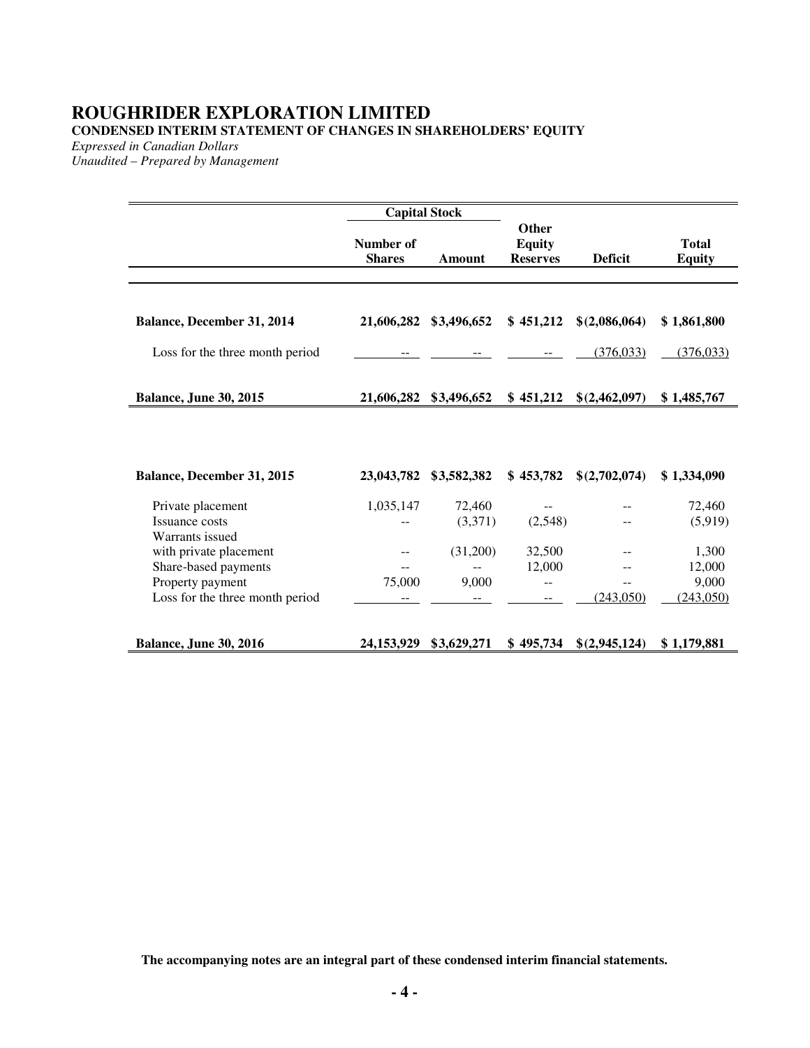# ROUGHRIDER EXPLORATION LIMITED

**CONDENSED INTERIM STATEMENT OF CHANGES IN SHAREHOLDERS' EQUITY**

*Expressed in Canadian Dollars*
*Unaudited – Prepared by Management*

| | Capital Stock | | | | |
|---|---|---|---|---|---|
| | **Number of Shares** | **Amount** | **Other Equity Reserves** | **Deficit** | **Total Equity** |
| **Balance, December 31, 2014** | **21,606,282** | **$3,496,652** | **$ 451,212** | **$(2,086,064)** | **$ 1,861,800** |
| Loss for the three month period | -- | -- | -- | (376,033) | (376,033) |
| **Balance, June 30, 2015** | **21,606,282** | **$3,496,652** | **$ 451,212** | **$(2,462,097)** | **$ 1,485,767** |
| | | | | | |
| **Balance, December 31, 2015** | **23,043,782** | **$3,582,382** | **$ 453,782** | **$(2,702,074)** | **$ 1,334,090** |
| Private placement | 1,035,147 | 72,460 | -- | -- | 72,460 |
| Issuance costs | -- | (3,371) | (2,548) | -- | (5,919) |
| Warrants issued with private placement | -- | (31,200) | 32,500 | -- | 1,300 |
| Share-based payments | -- | -- | 12,000 | -- | 12,000 |
| Property payment | 75,000 | 9,000 | -- | -- | 9,000 |
| Loss for the three month period | -- | -- | -- | (243,050) | (243,050) |
| **Balance, June 30, 2016** | **24,153,929** | **$3,629,271** | **$ 495,734** | **$(2,945,124)** | **$ 1,179,881** |

**The accompanying notes are an integral part of these condensed interim financial statements.**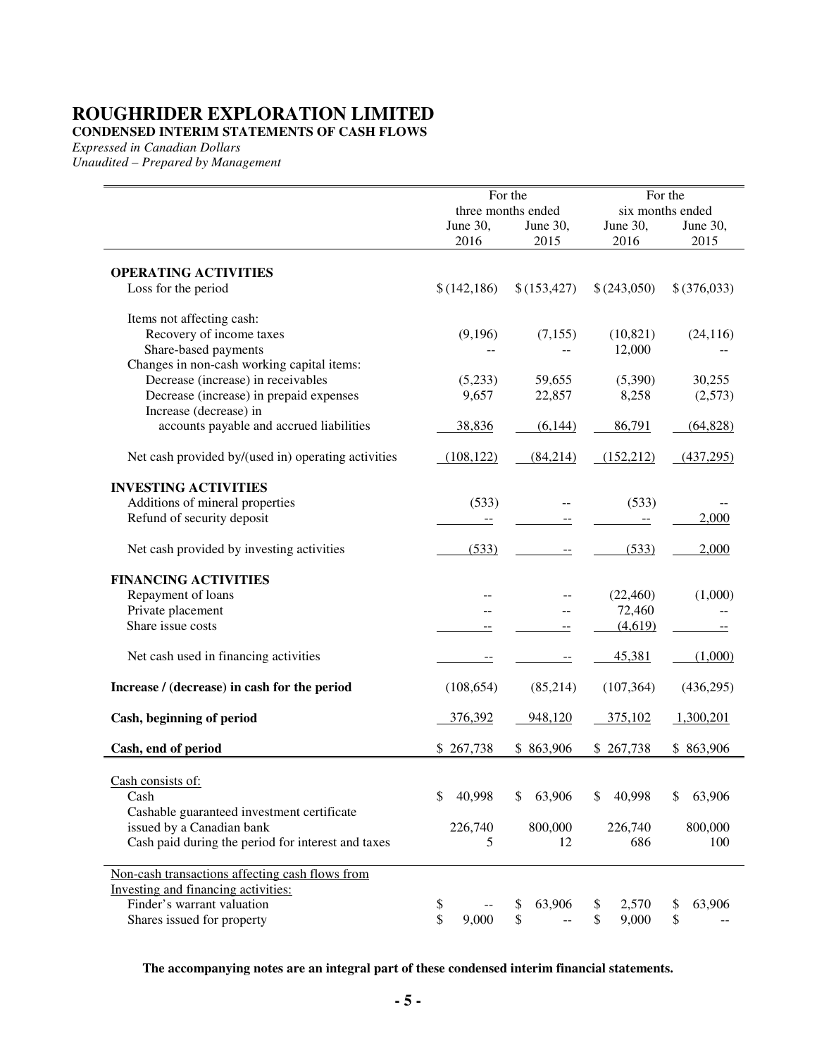# ROUGHRIDER EXPLORATION LIMITED

**CONDENSED INTERIM STATEMENTS OF CASH FLOWS**

*Expressed in Canadian Dollars*

*Unaudited – Prepared by Management*

| | For the three months ended | | For the six months ended | |
|---|---|---|---|---|
| | June 30, 2016 | June 30, 2015 | June 30, 2016 | June 30, 2015 |
| **OPERATING ACTIVITIES** | | | | |
| Loss for the period | $ (142,186) | $ (153,427) | $ (243,050) | $ (376,033) |
| Items not affecting cash: | | | | |
| Recovery of income taxes | (9,196) | (7,155) | (10,821) | (24,116) |
| Share-based payments | -- | -- | 12,000 | -- |
| Changes in non-cash working capital items: | | | | |
| Decrease (increase) in receivables | (5,233) | 59,655 | (5,390) | 30,255 |
| Decrease (increase) in prepaid expenses | 9,657 | 22,857 | 8,258 | (2,573) |
| Increase (decrease) in accounts payable and accrued liabilities | 38,836 | (6,144) | 86,791 | (64,828) |
| Net cash provided by/(used in) operating activities | (108,122) | (84,214) | (152,212) | (437,295) |
| **INVESTING ACTIVITIES** | | | | |
| Additions of mineral properties | (533) | -- | (533) | -- |
| Refund of security deposit | -- | -- | -- | 2,000 |
| Net cash provided by investing activities | (533) | -- | (533) | 2,000 |
| **FINANCING ACTIVITIES** | | | | |
| Repayment of loans | -- | -- | (22,460) | (1,000) |
| Private placement | -- | -- | 72,460 | -- |
| Share issue costs | -- | -- | (4,619) | -- |
| Net cash used in financing activities | -- | -- | 45,381 | (1,000) |
| **Increase / (decrease) in cash for the period** | (108,654) | (85,214) | (107,364) | (436,295) |
| **Cash, beginning of period** | 376,392 | 948,120 | 375,102 | 1,300,201 |
| **Cash, end of period** | $ 267,738 | $ 863,906 | $ 267,738 | $ 863,906 |
| Cash consists of: | | | | |
| Cash | $ 40,998 | $ 63,906 | $ 40,998 | $ 63,906 |
| Cashable guaranteed investment certificate issued by a Canadian bank | 226,740 | 800,000 | 226,740 | 800,000 |
| Cash paid during the period for interest and taxes | 5 | 12 | 686 | 100 |
| Non-cash transactions affecting cash flows from Investing and financing activities: | | | | |
| Finder's warrant valuation | $ -- | $ 63,906 | $ 2,570 | $ 63,906 |
| Shares issued for property | $ 9,000 | $ -- | $ 9,000 | $ -- |

**The accompanying notes are an integral part of these condensed interim financial statements.**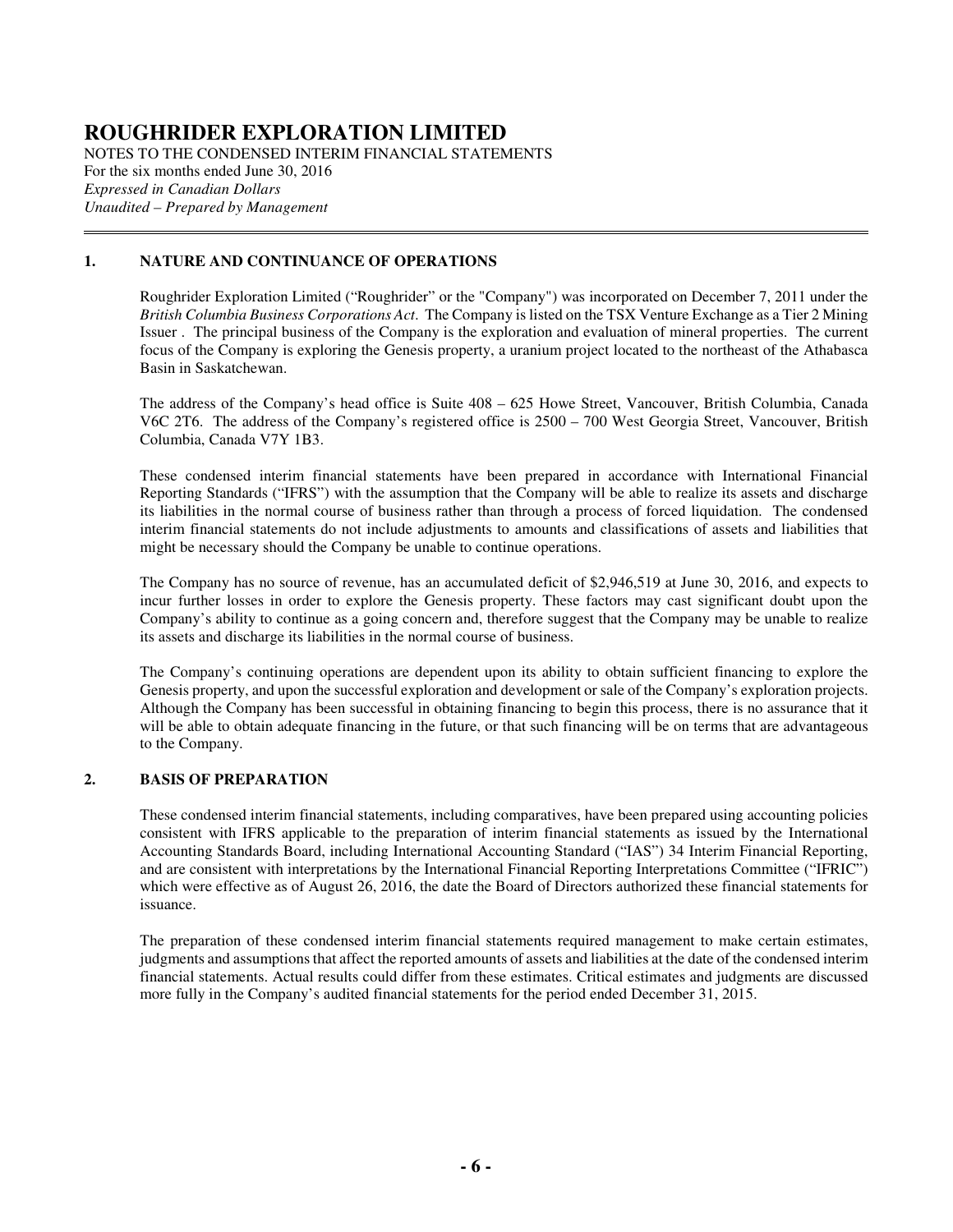# ROUGHRIDER EXPLORATION LIMITED

NOTES TO THE CONDENSED INTERIM FINANCIAL STATEMENTS
For the six months ended June 30, 2016
*Expressed in Canadian Dollars*
*Unaudited – Prepared by Management*

## 1. NATURE AND CONTINUANCE OF OPERATIONS

Roughrider Exploration Limited ("Roughrider" or the "Company") was incorporated on December 7, 2011 under the *British Columbia Business Corporations Act*. The Company is listed on the TSX Venture Exchange as a Tier 2 Mining Issuer . The principal business of the Company is the exploration and evaluation of mineral properties. The current focus of the Company is exploring the Genesis property, a uranium project located to the northeast of the Athabasca Basin in Saskatchewan.

The address of the Company's head office is Suite 408 – 625 Howe Street, Vancouver, British Columbia, Canada V6C 2T6. The address of the Company's registered office is 2500 – 700 West Georgia Street, Vancouver, British Columbia, Canada V7Y 1B3.

These condensed interim financial statements have been prepared in accordance with International Financial Reporting Standards ("IFRS") with the assumption that the Company will be able to realize its assets and discharge its liabilities in the normal course of business rather than through a process of forced liquidation. The condensed interim financial statements do not include adjustments to amounts and classifications of assets and liabilities that might be necessary should the Company be unable to continue operations.

The Company has no source of revenue, has an accumulated deficit of $2,946,519 at June 30, 2016, and expects to incur further losses in order to explore the Genesis property. These factors may cast significant doubt upon the Company's ability to continue as a going concern and, therefore suggest that the Company may be unable to realize its assets and discharge its liabilities in the normal course of business.

The Company's continuing operations are dependent upon its ability to obtain sufficient financing to explore the Genesis property, and upon the successful exploration and development or sale of the Company's exploration projects. Although the Company has been successful in obtaining financing to begin this process, there is no assurance that it will be able to obtain adequate financing in the future, or that such financing will be on terms that are advantageous to the Company.

## 2. BASIS OF PREPARATION

These condensed interim financial statements, including comparatives, have been prepared using accounting policies consistent with IFRS applicable to the preparation of interim financial statements as issued by the International Accounting Standards Board, including International Accounting Standard ("IAS") 34 Interim Financial Reporting, and are consistent with interpretations by the International Financial Reporting Interpretations Committee ("IFRIC") which were effective as of August 26, 2016, the date the Board of Directors authorized these financial statements for issuance.

The preparation of these condensed interim financial statements required management to make certain estimates, judgments and assumptions that affect the reported amounts of assets and liabilities at the date of the condensed interim financial statements. Actual results could differ from these estimates. Critical estimates and judgments are discussed more fully in the Company's audited financial statements for the period ended December 31, 2015.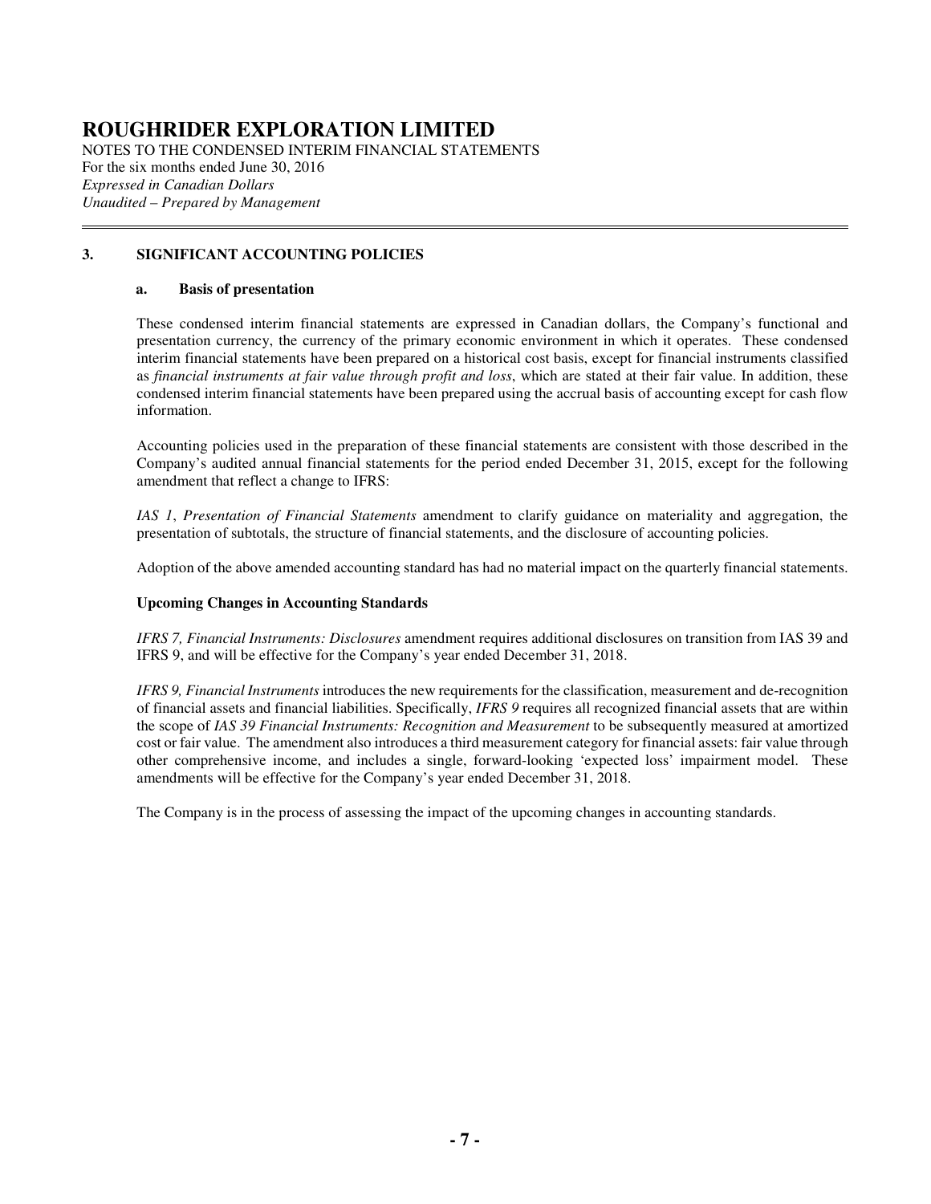## 3. SIGNIFICANT ACCOUNTING POLICIES

### a. Basis of presentation

These condensed interim financial statements are expressed in Canadian dollars, the Company's functional and presentation currency, the currency of the primary economic environment in which it operates. These condensed interim financial statements have been prepared on a historical cost basis, except for financial instruments classified as *financial instruments at fair value through profit and loss*, which are stated at their fair value. In addition, these condensed interim financial statements have been prepared using the accrual basis of accounting except for cash flow information.

Accounting policies used in the preparation of these financial statements are consistent with those described in the Company's audited annual financial statements for the period ended December 31, 2015, except for the following amendment that reflect a change to IFRS:

*IAS 1*, *Presentation of Financial Statements* amendment to clarify guidance on materiality and aggregation, the presentation of subtotals, the structure of financial statements, and the disclosure of accounting policies.

Adoption of the above amended accounting standard has had no material impact on the quarterly financial statements.

**Upcoming Changes in Accounting Standards**

*IFRS 7, Financial Instruments: Disclosures* amendment requires additional disclosures on transition from IAS 39 and IFRS 9, and will be effective for the Company's year ended December 31, 2018.

*IFRS 9, Financial Instruments* introduces the new requirements for the classification, measurement and de-recognition of financial assets and financial liabilities. Specifically, *IFRS 9* requires all recognized financial assets that are within the scope of *IAS 39 Financial Instruments: Recognition and Measurement* to be subsequently measured at amortized cost or fair value. The amendment also introduces a third measurement category for financial assets: fair value through other comprehensive income, and includes a single, forward-looking 'expected loss' impairment model. These amendments will be effective for the Company's year ended December 31, 2018.

The Company is in the process of assessing the impact of the upcoming changes in accounting standards.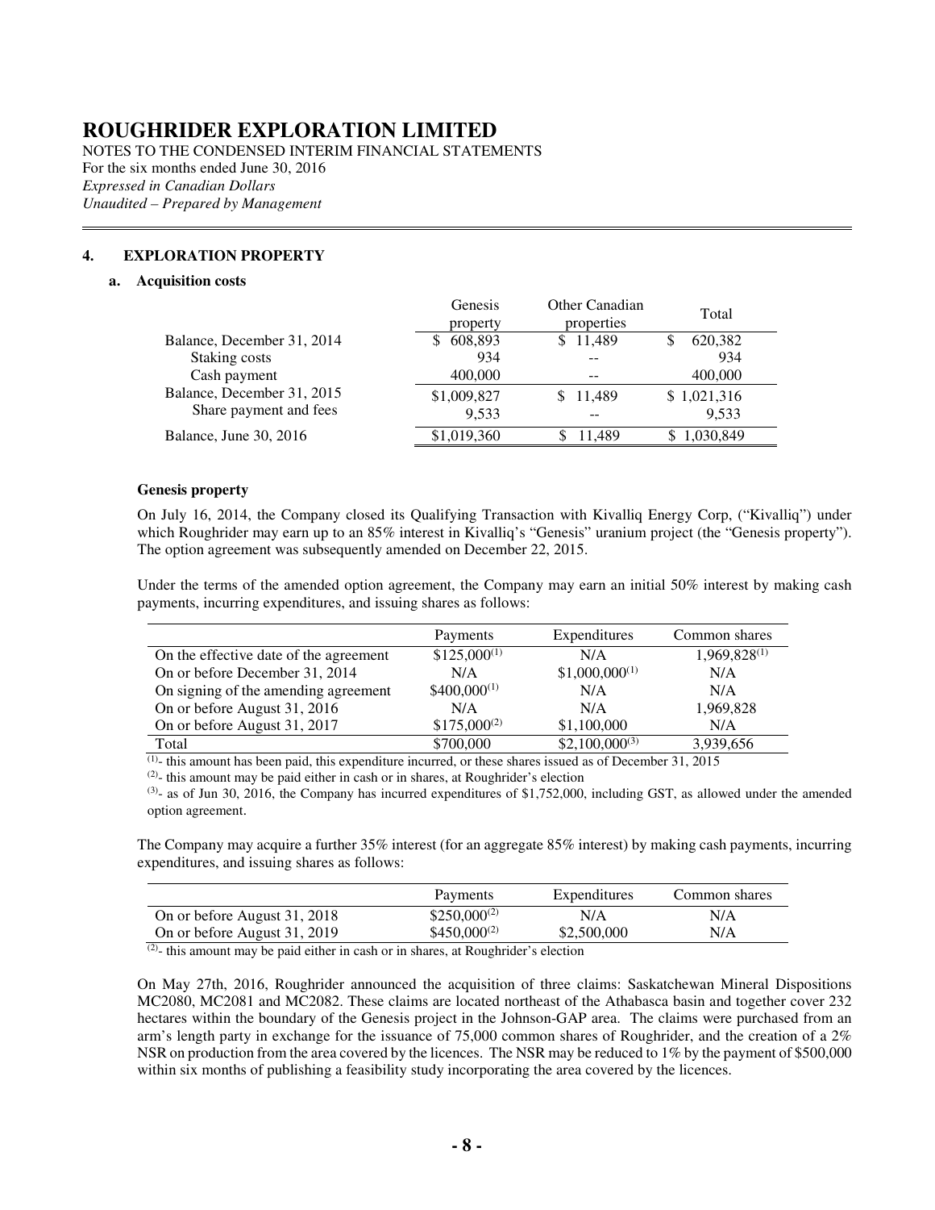# ROUGHRIDER EXPLORATION LIMITED

NOTES TO THE CONDENSED INTERIM FINANCIAL STATEMENTS
For the six months ended June 30, 2016
*Expressed in Canadian Dollars*
*Unaudited – Prepared by Management*

## 4. EXPLORATION PROPERTY

### a. Acquisition costs

| | Genesis property | Other Canadian properties | Total |
|---|---|---|---|
| Balance, December 31, 2014 | $ 608,893 | $ 11,489 | $ 620,382 |
| Staking costs | 934 | -- | 934 |
| Cash payment | 400,000 | -- | 400,000 |
| Balance, December 31, 2015 | $1,009,827 | $ 11,489 | $ 1,021,316 |
| Share payment and fees | 9,533 | -- | 9,533 |
| Balance, June 30, 2016 | $1,019,360 | $ 11,489 | $ 1,030,849 |

**Genesis property**

On July 16, 2014, the Company closed its Qualifying Transaction with Kivalliq Energy Corp, ("Kivalliq") under which Roughrider may earn up to an 85% interest in Kivalliq's "Genesis" uranium project (the "Genesis property"). The option agreement was subsequently amended on December 22, 2015.

Under the terms of the amended option agreement, the Company may earn an initial 50% interest by making cash payments, incurring expenditures, and issuing shares as follows:

| | Payments | Expenditures | Common shares |
|---|---|---|---|
| On the effective date of the agreement | $125,000[(1)] | N/A | 1,969,828[(1)] |
| On or before December 31, 2014 | N/A | $1,000,000[(1)] | N/A |
| On signing of the amending agreement | $400,000[(1)] | N/A | N/A |
| On or before August 31, 2016 | N/A | N/A | 1,969,828 |
| On or before August 31, 2017 | $175,000[(2)] | $1,100,000 | N/A |
| Total | $700,000 | $2,100,000[(3)] | 3,939,656 |

[(1)]- this amount has been paid, this expenditure incurred, or these shares issued as of December 31, 2015

[(2)]- this amount may be paid either in cash or in shares, at Roughrider's election

[(3)]- as of Jun 30, 2016, the Company has incurred expenditures of $1,752,000, including GST, as allowed under the amended option agreement.

The Company may acquire a further 35% interest (for an aggregate 85% interest) by making cash payments, incurring expenditures, and issuing shares as follows:

| | Payments | Expenditures | Common shares |
|---|---|---|---|
| On or before August 31, 2018 | $250,000[(2)] | N/A | N/A |
| On or before August 31, 2019 | $450,000[(2)] | $2,500,000 | N/A |

[(2)]- this amount may be paid either in cash or in shares, at Roughrider's election

On May 27th, 2016, Roughrider announced the acquisition of three claims: Saskatchewan Mineral Dispositions MC2080, MC2081 and MC2082. These claims are located northeast of the Athabasca basin and together cover 232 hectares within the boundary of the Genesis project in the Johnson-GAP area. The claims were purchased from an arm's length party in exchange for the issuance of 75,000 common shares of Roughrider, and the creation of a 2% NSR on production from the area covered by the licences. The NSR may be reduced to 1% by the payment of $500,000 within six months of publishing a feasibility study incorporating the area covered by the licences.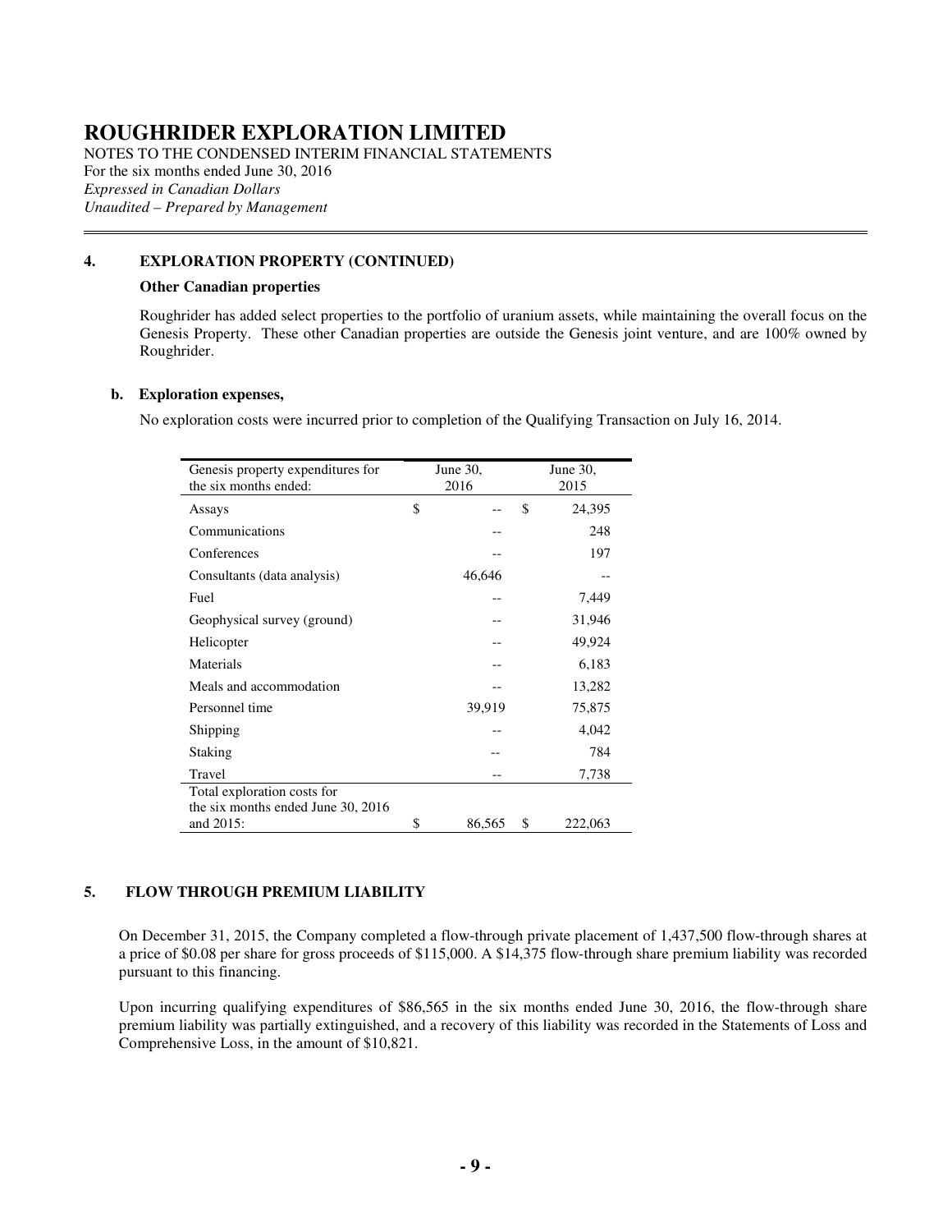# ROUGHRIDER EXPLORATION LIMITED

NOTES TO THE CONDENSED INTERIM FINANCIAL STATEMENTS
For the six months ended June 30, 2016
*Expressed in Canadian Dollars*
*Unaudited – Prepared by Management*

## 4. EXPLORATION PROPERTY (CONTINUED)

**Other Canadian properties**

Roughrider has added select properties to the portfolio of uranium assets, while maintaining the overall focus on the Genesis Property. These other Canadian properties are outside the Genesis joint venture, and are 100% owned by Roughrider.

**b. Exploration expenses,**

No exploration costs were incurred prior to completion of the Qualifying Transaction on July 16, 2014.

| Genesis property expenditures for the six months ended: | June 30, 2016 | June 30, 2015 |
|---|---|---|
| Assays | $ -- | $ 24,395 |
| Communications | -- | 248 |
| Conferences | -- | 197 |
| Consultants (data analysis) | 46,646 | -- |
| Fuel | -- | 7,449 |
| Geophysical survey (ground) | -- | 31,946 |
| Helicopter | -- | 49,924 |
| Materials | -- | 6,183 |
| Meals and accommodation | -- | 13,282 |
| Personnel time | 39,919 | 75,875 |
| Shipping | -- | 4,042 |
| Staking | -- | 784 |
| Travel | -- | 7,738 |
| Total exploration costs for the six months ended June 30, 2016 and 2015: | $ 86,565 | $ 222,063 |

## 5. FLOW THROUGH PREMIUM LIABILITY

On December 31, 2015, the Company completed a flow-through private placement of 1,437,500 flow-through shares at a price of $0.08 per share for gross proceeds of $115,000. A $14,375 flow-through share premium liability was recorded pursuant to this financing.

Upon incurring qualifying expenditures of $86,565 in the six months ended June 30, 2016, the flow-through share premium liability was partially extinguished, and a recovery of this liability was recorded in the Statements of Loss and Comprehensive Loss, in the amount of $10,821.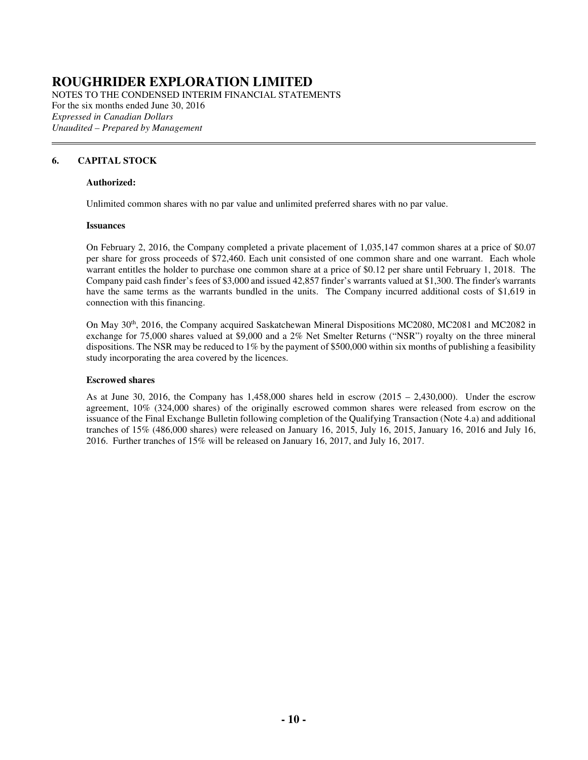# ROUGHRIDER EXPLORATION LIMITED

NOTES TO THE CONDENSED INTERIM FINANCIAL STATEMENTS
For the six months ended June 30, 2016
*Expressed in Canadian Dollars*
*Unaudited – Prepared by Management*

## 6. CAPITAL STOCK

**Authorized:**

Unlimited common shares with no par value and unlimited preferred shares with no par value.

**Issuances**

On February 2, 2016, the Company completed a private placement of 1,035,147 common shares at a price of $0.07 per share for gross proceeds of $72,460. Each unit consisted of one common share and one warrant. Each whole warrant entitles the holder to purchase one common share at a price of $0.12 per share until February 1, 2018. The Company paid cash finder's fees of $3,000 and issued 42,857 finder's warrants valued at $1,300. The finder's warrants have the same terms as the warrants bundled in the units. The Company incurred additional costs of $1,619 in connection with this financing.

On May 30th, 2016, the Company acquired Saskatchewan Mineral Dispositions MC2080, MC2081 and MC2082 in exchange for 75,000 shares valued at $9,000 and a 2% Net Smelter Returns ("NSR") royalty on the three mineral dispositions. The NSR may be reduced to 1% by the payment of $500,000 within six months of publishing a feasibility study incorporating the area covered by the licences.

**Escrowed shares**

As at June 30, 2016, the Company has 1,458,000 shares held in escrow (2015 – 2,430,000). Under the escrow agreement, 10% (324,000 shares) of the originally escrowed common shares were released from escrow on the issuance of the Final Exchange Bulletin following completion of the Qualifying Transaction (Note 4.a) and additional tranches of 15% (486,000 shares) were released on January 16, 2015, July 16, 2015, January 16, 2016 and July 16, 2016. Further tranches of 15% will be released on January 16, 2017, and July 16, 2017.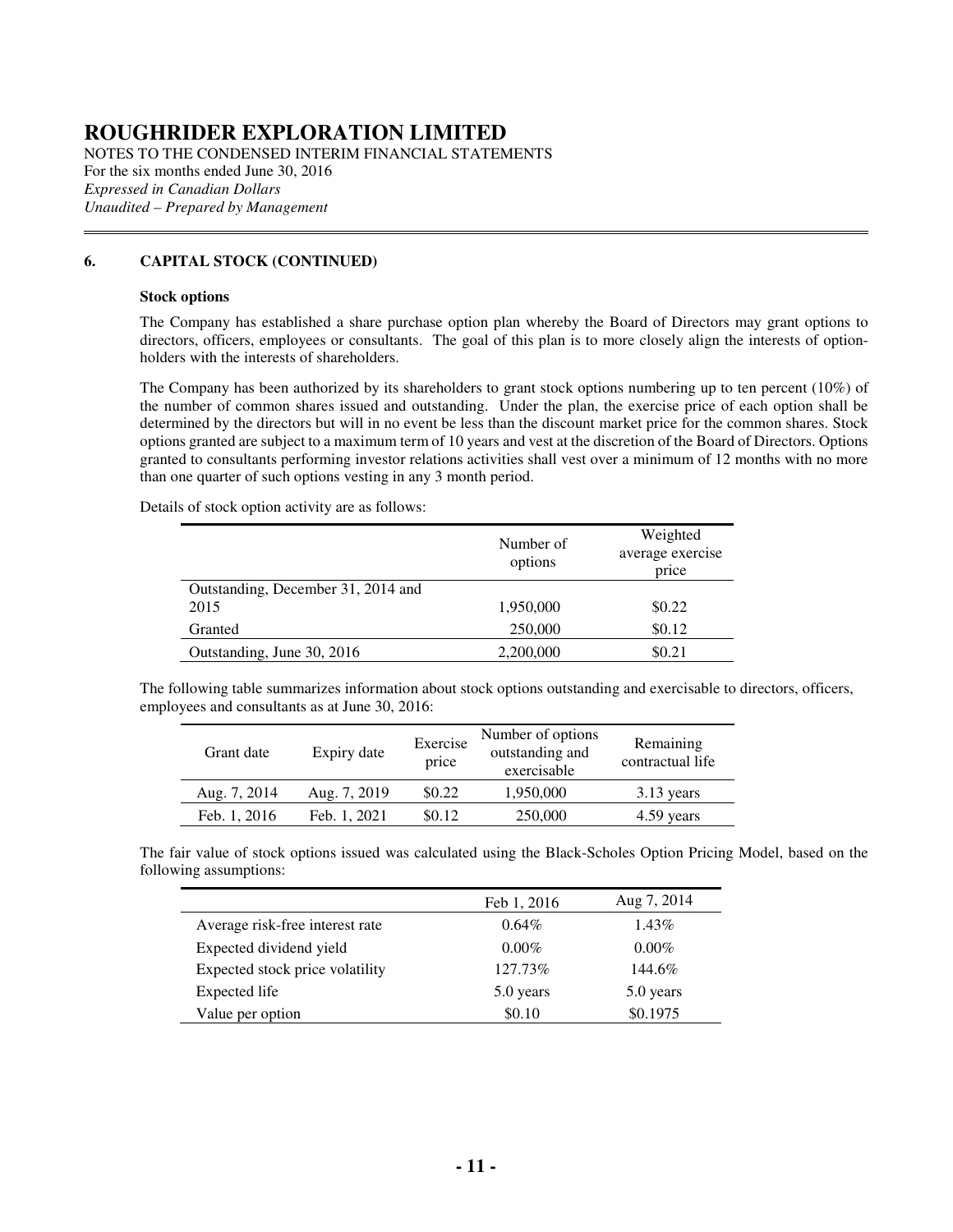# ROUGHRIDER EXPLORATION LIMITED

NOTES TO THE CONDENSED INTERIM FINANCIAL STATEMENTS
For the six months ended June 30, 2016
*Expressed in Canadian Dollars*
*Unaudited – Prepared by Management*

## 6. CAPITAL STOCK (CONTINUED)

**Stock options**

The Company has established a share purchase option plan whereby the Board of Directors may grant options to directors, officers, employees or consultants. The goal of this plan is to more closely align the interests of option-holders with the interests of shareholders.

The Company has been authorized by its shareholders to grant stock options numbering up to ten percent (10%) of the number of common shares issued and outstanding. Under the plan, the exercise price of each option shall be determined by the directors but will in no event be less than the discount market price for the common shares. Stock options granted are subject to a maximum term of 10 years and vest at the discretion of the Board of Directors. Options granted to consultants performing investor relations activities shall vest over a minimum of 12 months with no more than one quarter of such options vesting in any 3 month period.

Details of stock option activity are as follows:

| | Number of options | Weighted average exercise price |
|---|---|---|
| Outstanding, December 31, 2014 and 2015 | 1,950,000 | $0.22 |
| Granted | 250,000 | $0.12 |
| Outstanding, June 30, 2016 | 2,200,000 | $0.21 |

The following table summarizes information about stock options outstanding and exercisable to directors, officers, employees and consultants as at June 30, 2016:

| Grant date | Expiry date | Exercise price | Number of options outstanding and exercisable | Remaining contractual life |
|---|---|---|---|---|
| Aug. 7, 2014 | Aug. 7, 2019 | $0.22 | 1,950,000 | 3.13 years |
| Feb. 1, 2016 | Feb. 1, 2021 | $0.12 | 250,000 | 4.59 years |

The fair value of stock options issued was calculated using the Black-Scholes Option Pricing Model, based on the following assumptions:

| | Feb 1, 2016 | Aug 7, 2014 |
|---|---|---|
| Average risk-free interest rate | 0.64% | 1.43% |
| Expected dividend yield | 0.00% | 0.00% |
| Expected stock price volatility | 127.73% | 144.6% |
| Expected life | 5.0 years | 5.0 years |
| Value per option | $0.10 | $0.1975 |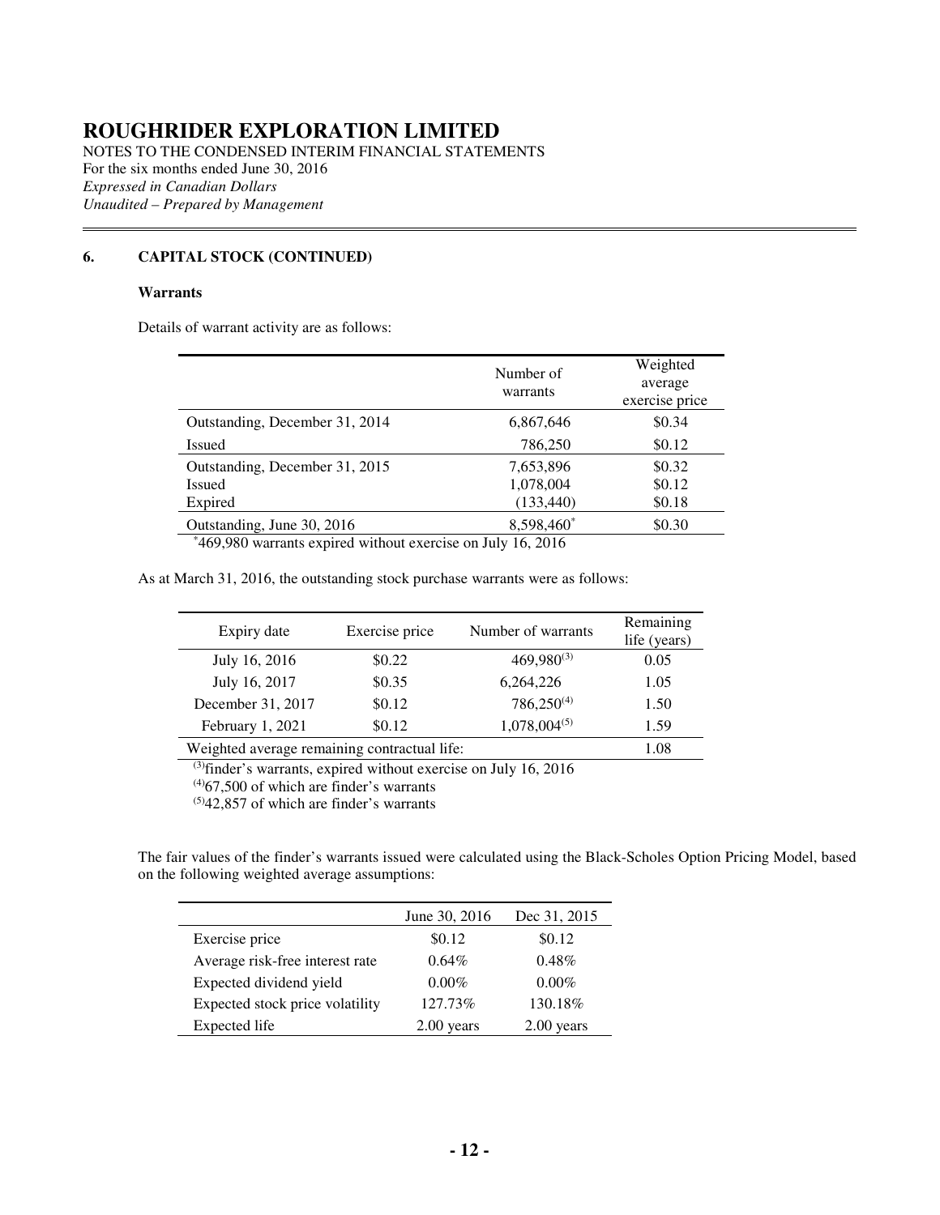# ROUGHRIDER EXPLORATION LIMITED

NOTES TO THE CONDENSED INTERIM FINANCIAL STATEMENTS
For the six months ended June 30, 2016
*Expressed in Canadian Dollars*
*Unaudited – Prepared by Management*

## 6. CAPITAL STOCK (CONTINUED)

### Warrants

Details of warrant activity are as follows:

| | Number of warrants | Weighted average exercise price |
|---|---|---|
| Outstanding, December 31, 2014 | 6,867,646 | \$0.34 |
| Issued | 786,250 | \$0.12 |
| Outstanding, December 31, 2015 | 7,653,896 | \$0.32 |
| Issued | 1,078,004 | \$0.12 |
| Expired | (133,440) | \$0.18 |
| Outstanding, June 30, 2016 | 8,598,460* | \$0.30 |

*469,980 warrants expired without exercise on July 16, 2016

As at March 31, 2016, the outstanding stock purchase warrants were as follows:

| Expiry date | Exercise price | Number of warrants | Remaining life (years) |
|---|---|---|---|
| July 16, 2016 | \$0.22 | 469,980[3] | 0.05 |
| July 16, 2017 | \$0.35 | 6,264,226 | 1.05 |
| December 31, 2017 | \$0.12 | 786,250[4] | 1.50 |
| February 1, 2021 | \$0.12 | 1,078,004[5] | 1.59 |
| Weighted average remaining contractual life: | | | 1.08 |

[3] finder's warrants, expired without exercise on July 16, 2016
[4] 67,500 of which are finder's warrants
[5] 42,857 of which are finder's warrants

The fair values of the finder's warrants issued were calculated using the Black-Scholes Option Pricing Model, based on the following weighted average assumptions:

| | June 30, 2016 | Dec 31, 2015 |
|---|---|---|
| Exercise price | \$0.12 | \$0.12 |
| Average risk-free interest rate | 0.64% | 0.48% |
| Expected dividend yield | 0.00% | 0.00% |
| Expected stock price volatility | 127.73% | 130.18% |
| Expected life | 2.00 years | 2.00 years |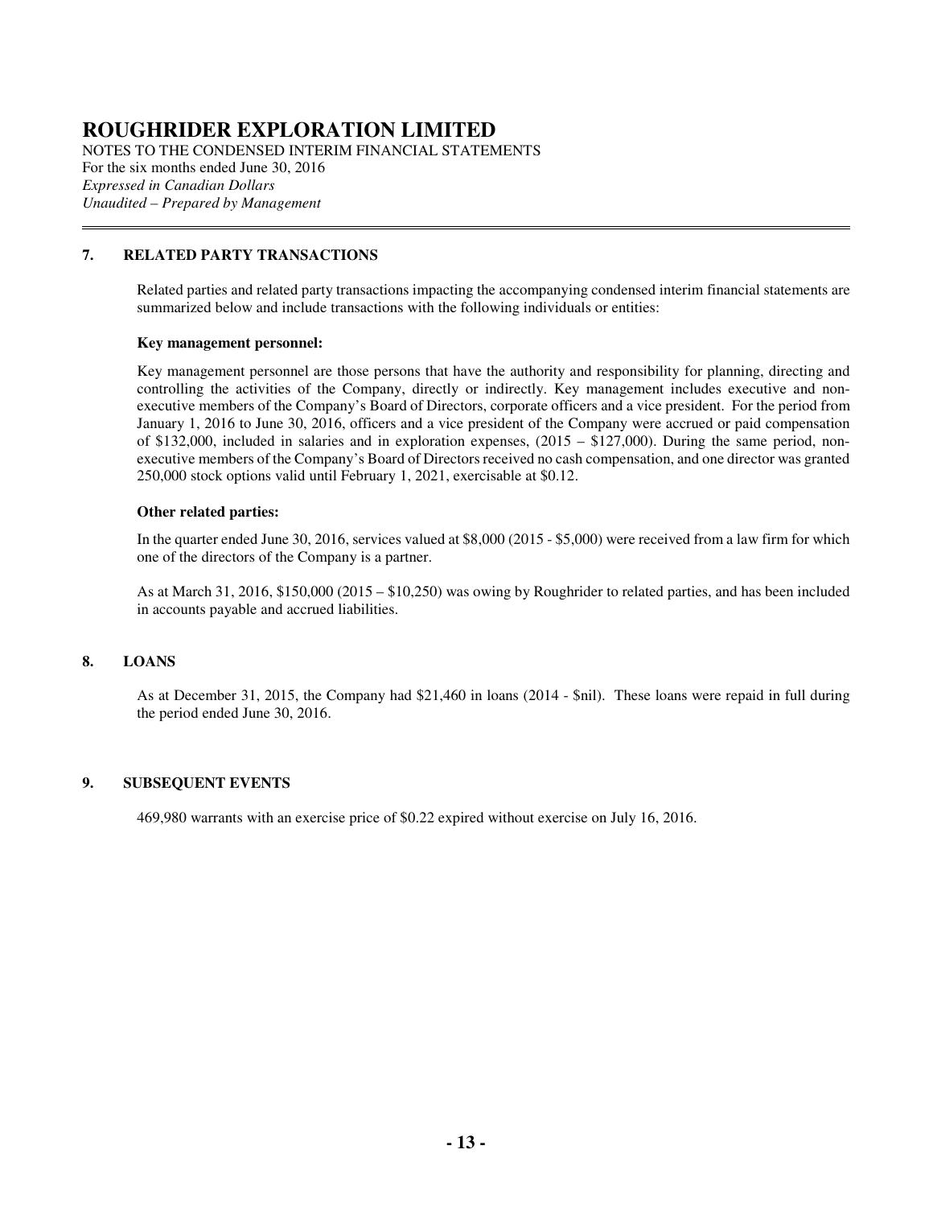# ROUGHRIDER EXPLORATION LIMITED

NOTES TO THE CONDENSED INTERIM FINANCIAL STATEMENTS
For the six months ended June 30, 2016
*Expressed in Canadian Dollars*
*Unaudited – Prepared by Management*

## 7. RELATED PARTY TRANSACTIONS

Related parties and related party transactions impacting the accompanying condensed interim financial statements are summarized below and include transactions with the following individuals or entities:

**Key management personnel:**

Key management personnel are those persons that have the authority and responsibility for planning, directing and controlling the activities of the Company, directly or indirectly. Key management includes executive and non-executive members of the Company's Board of Directors, corporate officers and a vice president. For the period from January 1, 2016 to June 30, 2016, officers and a vice president of the Company were accrued or paid compensation of $132,000, included in salaries and in exploration expenses, (2015 – $127,000). During the same period, non-executive members of the Company's Board of Directors received no cash compensation, and one director was granted 250,000 stock options valid until February 1, 2021, exercisable at $0.12.

**Other related parties:**

In the quarter ended June 30, 2016, services valued at $8,000 (2015 - $5,000) were received from a law firm for which one of the directors of the Company is a partner.

As at March 31, 2016, $150,000 (2015 – $10,250) was owing by Roughrider to related parties, and has been included in accounts payable and accrued liabilities.

## 8. LOANS

As at December 31, 2015, the Company had $21,460 in loans (2014 - $nil). These loans were repaid in full during the period ended June 30, 2016.

## 9. SUBSEQUENT EVENTS

469,980 warrants with an exercise price of $0.22 expired without exercise on July 16, 2016.